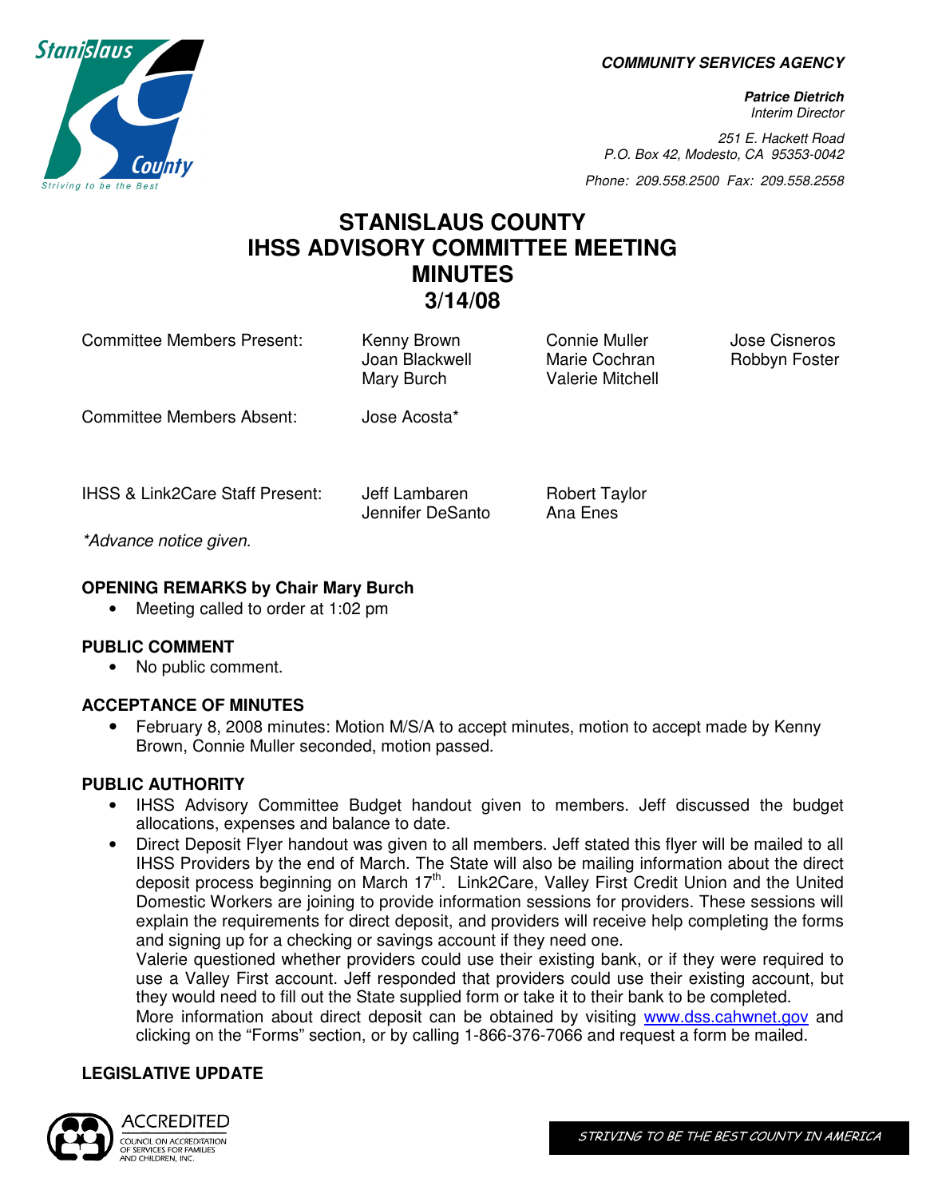**COMMUNITY SERVICES AGENCY**

***Patrice Dietrich***
*Interim Director*

*251 E. Hackett Road*
*P.O. Box 42, Modesto, CA 95353-0042*

*Phone: 209.558.2500 Fax: 209.558.2558*

# STANISLAUS COUNTY
# IHSS ADVISORY COMMITTEE MEETING
# MINUTES
# 3/14/08

| | | | |
|---|---|---|---|
| Committee Members Present: | Kenny Brown<br>Joan Blackwell<br>Mary Burch | Connie Muller<br>Marie Cochran<br>Valerie Mitchell | Jose Cisneros<br>Robbyn Foster |
| Committee Members Absent: | Jose Acosta* | | |
| IHSS & Link2Care Staff Present: | Jeff Lambaren<br>Jennifer DeSanto | Robert Taylor<br>Ana Enes | |

*\*Advance notice given.*

### OPENING REMARKS by Chair Mary Burch

- Meeting called to order at 1:02 pm

### PUBLIC COMMENT

- No public comment.

### ACCEPTANCE OF MINUTES

- February 8, 2008 minutes: Motion M/S/A to accept minutes, motion to accept made by Kenny Brown, Connie Muller seconded, motion passed.

### PUBLIC AUTHORITY

- IHSS Advisory Committee Budget handout given to members. Jeff discussed the budget allocations, expenses and balance to date.
- Direct Deposit Flyer handout was given to all members. Jeff stated this flyer will be mailed to all IHSS Providers by the end of March. The State will also be mailing information about the direct deposit process beginning on March 17th. Link2Care, Valley First Credit Union and the United Domestic Workers are joining to provide information sessions for providers. These sessions will explain the requirements for direct deposit, and providers will receive help completing the forms and signing up for a checking or savings account if they need one.
  Valerie questioned whether providers could use their existing bank, or if they were required to use a Valley First account. Jeff responded that providers could use their existing account, but they would need to fill out the State supplied form or take it to their bank to be completed.
  More information about direct deposit can be obtained by visiting www.dss.cahwnet.gov and clicking on the "Forms" section, or by calling 1-866-376-7066 and request a form be mailed.

### LEGISLATIVE UPDATE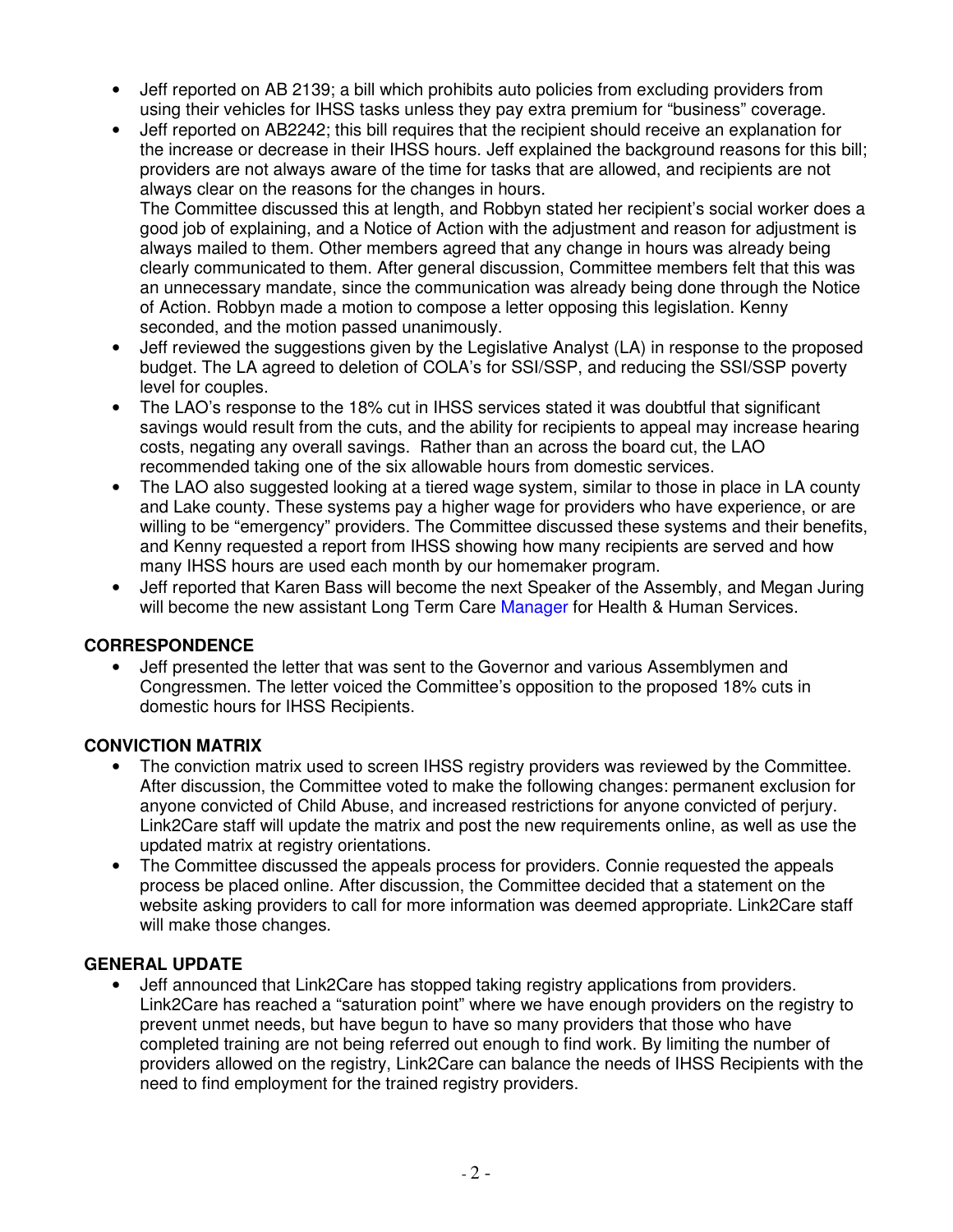- Jeff reported on AB 2139; a bill which prohibits auto policies from excluding providers from using their vehicles for IHSS tasks unless they pay extra premium for "business" coverage.
- Jeff reported on AB2242; this bill requires that the recipient should receive an explanation for the increase or decrease in their IHSS hours. Jeff explained the background reasons for this bill; providers are not always aware of the time for tasks that are allowed, and recipients are not always clear on the reasons for the changes in hours.
  The Committee discussed this at length, and Robbyn stated her recipient's social worker does a good job of explaining, and a Notice of Action with the adjustment and reason for adjustment is always mailed to them. Other members agreed that any change in hours was already being clearly communicated to them. After general discussion, Committee members felt that this was an unnecessary mandate, since the communication was already being done through the Notice of Action. Robbyn made a motion to compose a letter opposing this legislation. Kenny seconded, and the motion passed unanimously.
- Jeff reviewed the suggestions given by the Legislative Analyst (LA) in response to the proposed budget. The LA agreed to deletion of COLA's for SSI/SSP, and reducing the SSI/SSP poverty level for couples.
- The LAO's response to the 18% cut in IHSS services stated it was doubtful that significant savings would result from the cuts, and the ability for recipients to appeal may increase hearing costs, negating any overall savings. Rather than an across the board cut, the LAO recommended taking one of the six allowable hours from domestic services.
- The LAO also suggested looking at a tiered wage system, similar to those in place in LA county and Lake county. These systems pay a higher wage for providers who have experience, or are willing to be "emergency" providers. The Committee discussed these systems and their benefits, and Kenny requested a report from IHSS showing how many recipients are served and how many IHSS hours are used each month by our homemaker program.
- Jeff reported that Karen Bass will become the next Speaker of the Assembly, and Megan Juring will become the new assistant Long Term Care Manager for Health & Human Services.

**CORRESPONDENCE**

- Jeff presented the letter that was sent to the Governor and various Assemblymen and Congressmen. The letter voiced the Committee's opposition to the proposed 18% cuts in domestic hours for IHSS Recipients.

**CONVICTION MATRIX**

- The conviction matrix used to screen IHSS registry providers was reviewed by the Committee. After discussion, the Committee voted to make the following changes: permanent exclusion for anyone convicted of Child Abuse, and increased restrictions for anyone convicted of perjury. Link2Care staff will update the matrix and post the new requirements online, as well as use the updated matrix at registry orientations.
- The Committee discussed the appeals process for providers. Connie requested the appeals process be placed online. After discussion, the Committee decided that a statement on the website asking providers to call for more information was deemed appropriate. Link2Care staff will make those changes.

**GENERAL UPDATE**

- Jeff announced that Link2Care has stopped taking registry applications from providers. Link2Care has reached a "saturation point" where we have enough providers on the registry to prevent unmet needs, but have begun to have so many providers that those who have completed training are not being referred out enough to find work. By limiting the number of providers allowed on the registry, Link2Care can balance the needs of IHSS Recipients with the need to find employment for the trained registry providers.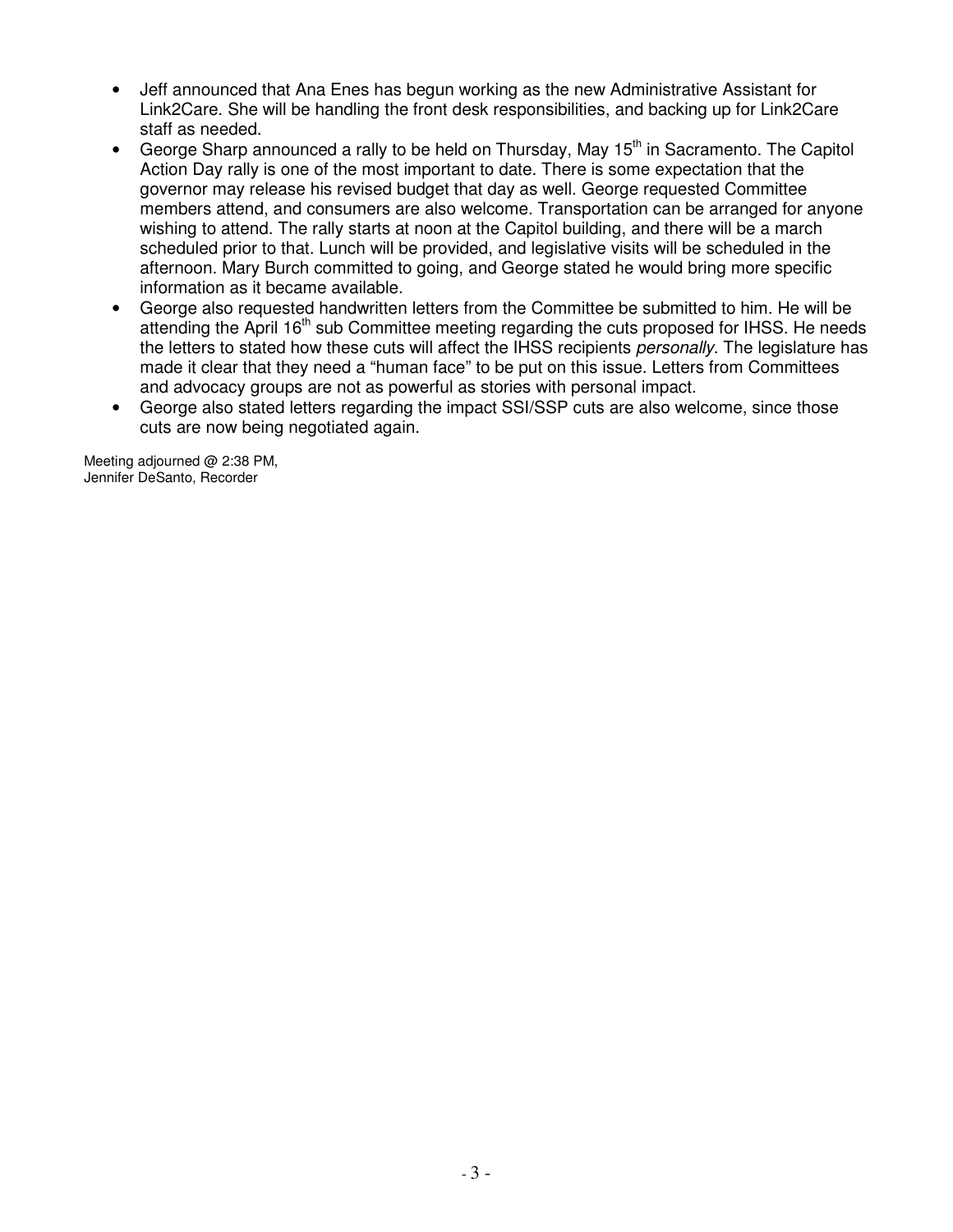- Jeff announced that Ana Enes has begun working as the new Administrative Assistant for Link2Care. She will be handling the front desk responsibilities, and backing up for Link2Care staff as needed.
- George Sharp announced a rally to be held on Thursday, May 15th in Sacramento. The Capitol Action Day rally is one of the most important to date. There is some expectation that the governor may release his revised budget that day as well. George requested Committee members attend, and consumers are also welcome. Transportation can be arranged for anyone wishing to attend. The rally starts at noon at the Capitol building, and there will be a march scheduled prior to that. Lunch will be provided, and legislative visits will be scheduled in the afternoon. Mary Burch committed to going, and George stated he would bring more specific information as it became available.
- George also requested handwritten letters from the Committee be submitted to him. He will be attending the April 16th sub Committee meeting regarding the cuts proposed for IHSS. He needs the letters to stated how these cuts will affect the IHSS recipients *personally*. The legislature has made it clear that they need a "human face" to be put on this issue. Letters from Committees and advocacy groups are not as powerful as stories with personal impact.
- George also stated letters regarding the impact SSI/SSP cuts are also welcome, since those cuts are now being negotiated again.

Meeting adjourned @ 2:38 PM,
Jennifer DeSanto, Recorder